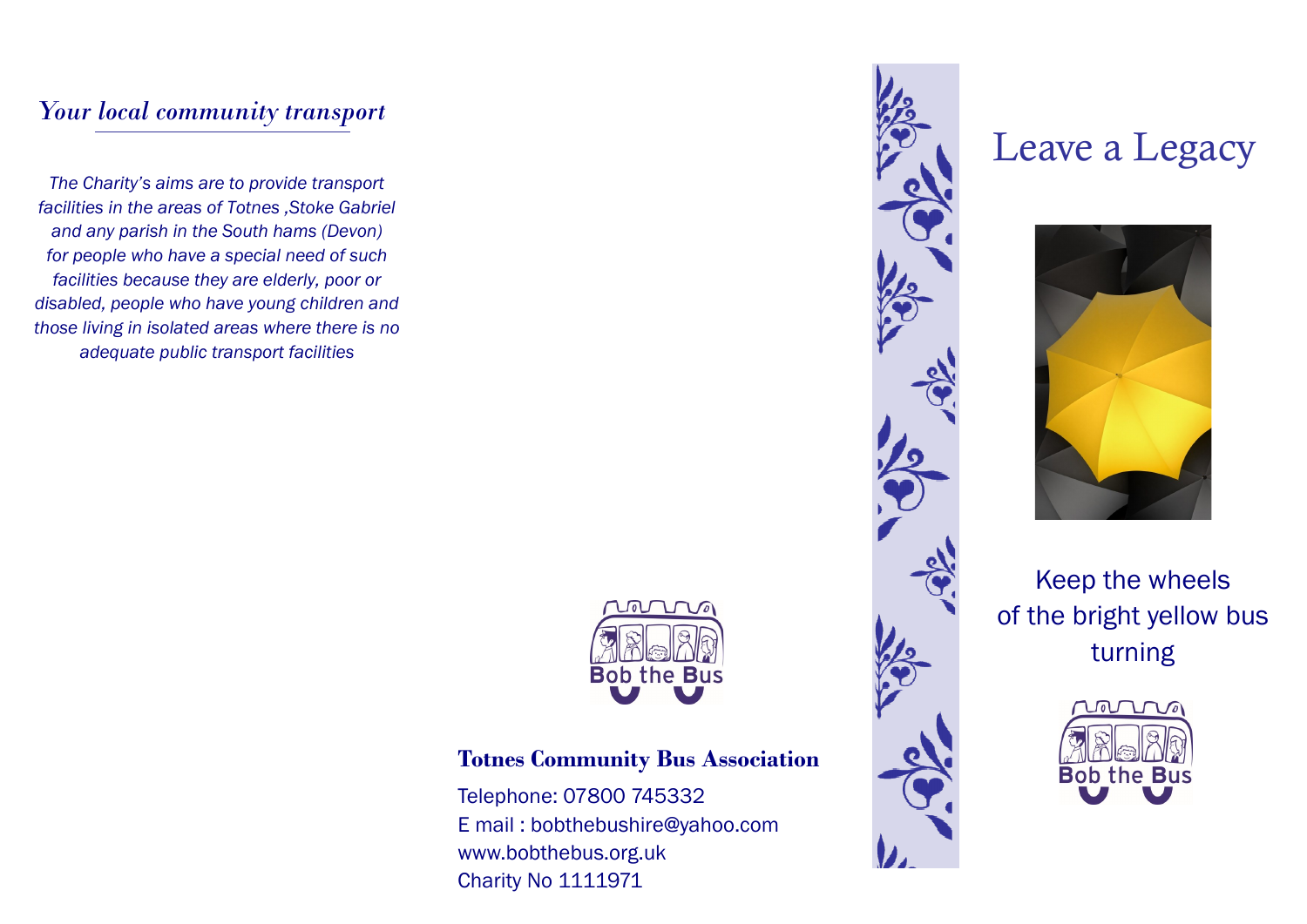*Your local community transport*

*The Charity's aims are to provide transport facilities in the areas of Totnes ,Stoke Gabriel and any parish in the South hams (Devon) for people who have a special need of such facilities because they are elderly, poor or disabled, people who have young children and those living in isolated areas where there is no adequate public transport facilities*

Bob the Bus

**Totnes Community Bus Association**

Telephone: 07800 745332
E mail : bobthebushire@yahoo.com
www.bobthebus.org.uk
Charity No 1111971

# Leave a Legacy

Keep the wheels of the bright yellow bus turning

Bob the Bus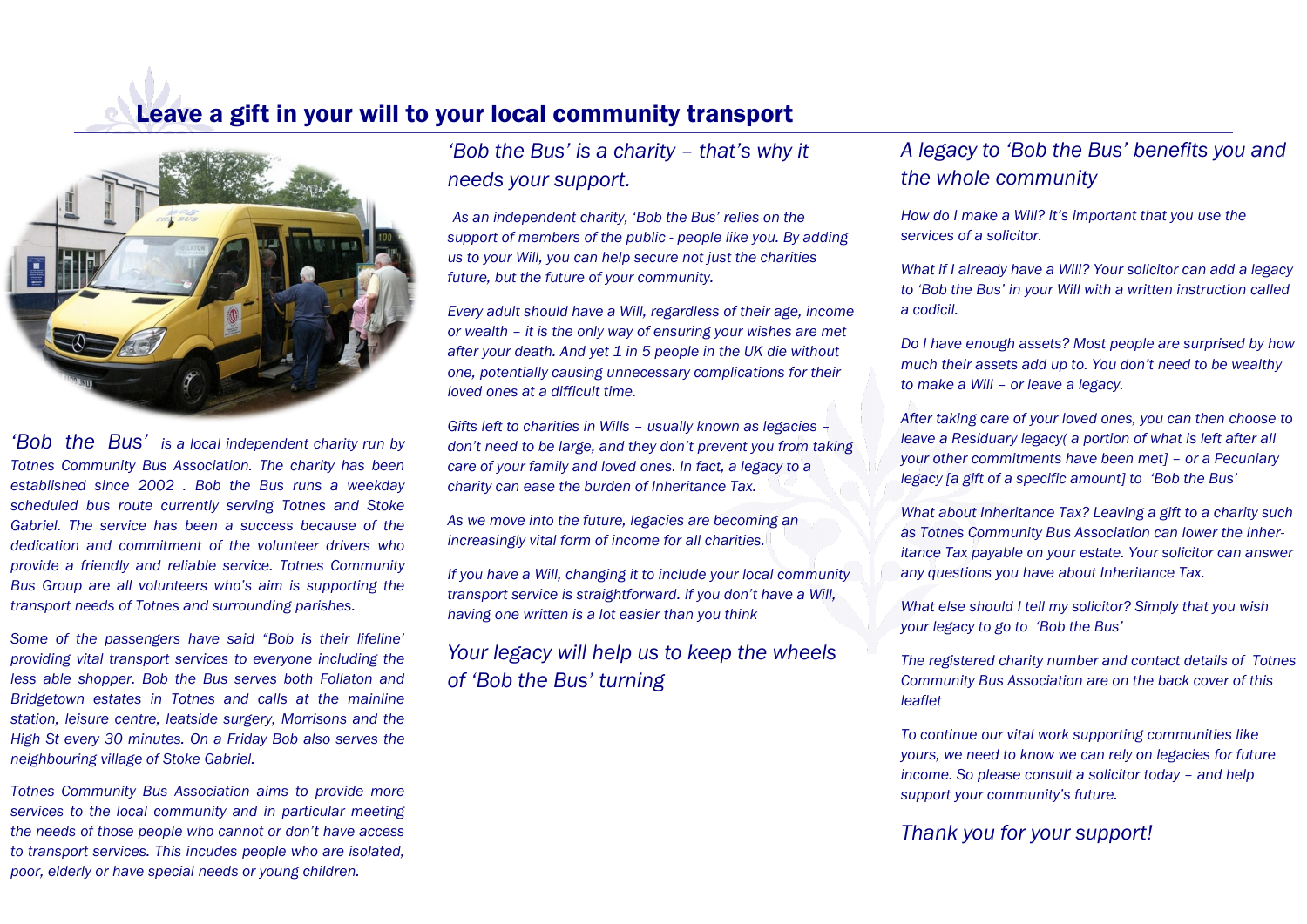# Leave a gift in your will to your local community transport

*'Bob the Bus' is a local independent charity run by Totnes Community Bus Association. The charity has been established since 2002 . Bob the Bus runs a weekday scheduled bus route currently serving Totnes and Stoke Gabriel. The service has been a success because of the dedication and commitment of the volunteer drivers who provide a friendly and reliable service. Totnes Community Bus Group are all volunteers who's aim is supporting the transport needs of Totnes and surrounding parishes.*

*Some of the passengers have said "Bob is their lifeline' providing vital transport services to everyone including the less able shopper. Bob the Bus serves both Follaton and Bridgetown estates in Totnes and calls at the mainline station, leisure centre, leatside surgery, Morrisons and the High St every 30 minutes. On a Friday Bob also serves the neighbouring village of Stoke Gabriel.*

*Totnes Community Bus Association aims to provide more services to the local community and in particular meeting the needs of those people who cannot or don't have access to transport services. This incudes people who are isolated, poor, elderly or have special needs or young children.*

## *'Bob the Bus' is a charity – that's why it needs your support.*

*As an independent charity, 'Bob the Bus' relies on the support of members of the public - people like you. By adding us to your Will, you can help secure not just the charities future, but the future of your community.*

*Every adult should have a Will, regardless of their age, income or wealth – it is the only way of ensuring your wishes are met after your death. And yet 1 in 5 people in the UK die without one, potentially causing unnecessary complications for their loved ones at a difficult time.*

*Gifts left to charities in Wills – usually known as legacies – don't need to be large, and they don't prevent you from taking care of your family and loved ones. In fact, a legacy to a charity can ease the burden of Inheritance Tax.*

*As we move into the future, legacies are becoming an increasingly vital form of income for all charities.*

*If you have a Will, changing it to include your local community transport service is straightforward. If you don't have a Will, having one written is a lot easier than you think*

## *Your legacy will help us to keep the wheels of 'Bob the Bus' turning*

## *A legacy to 'Bob the Bus' benefits you and the whole community*

*How do I make a Will? It's important that you use the services of a solicitor.*

*What if I already have a Will? Your solicitor can add a legacy to 'Bob the Bus' in your Will with a written instruction called a codicil.*

*Do I have enough assets? Most people are surprised by how much their assets add up to. You don't need to be wealthy to make a Will – or leave a legacy.*

*After taking care of your loved ones, you can then choose to leave a Residuary legacy( a portion of what is left after all your other commitments have been met] – or a Pecuniary legacy [a gift of a specific amount] to 'Bob the Bus'*

*What about Inheritance Tax? Leaving a gift to a charity such as Totnes Community Bus Association can lower the Inheritance Tax payable on your estate. Your solicitor can answer any questions you have about Inheritance Tax.*

*What else should I tell my solicitor? Simply that you wish your legacy to go to 'Bob the Bus'*

*The registered charity number and contact details of Totnes Community Bus Association are on the back cover of this leaflet*

*To continue our vital work supporting communities like yours, we need to know we can rely on legacies for future income. So please consult a solicitor today – and help support your community's future.*

## *Thank you for your support!*